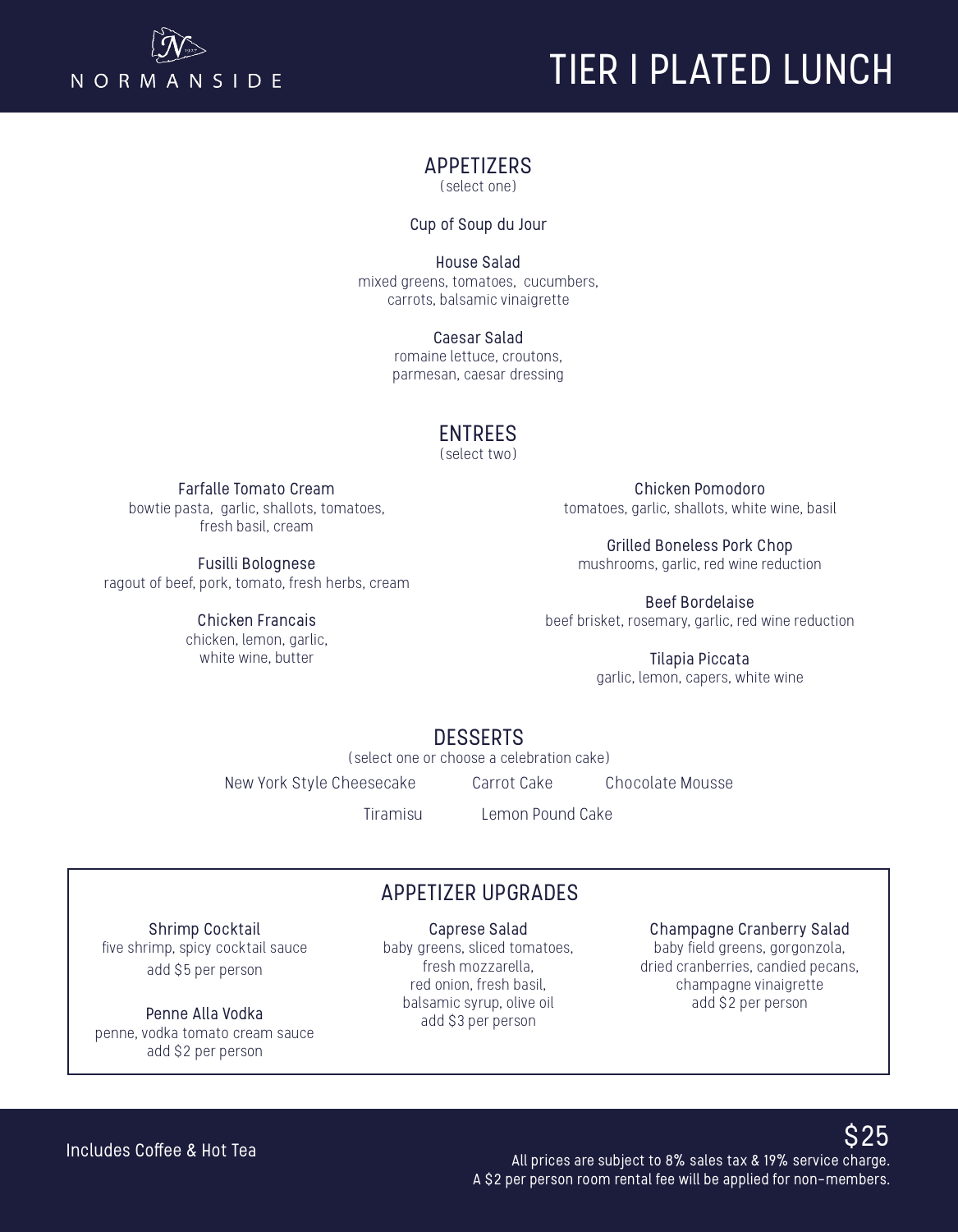NORMANSIDE

# TIER I PLATED LUNCH

## APPETIZERS

(select one)

**Cup of Soup du Jour**

**House Salad**
mixed greens, tomatoes, cucumbers, carrots, balsamic vinaigrette

**Caesar Salad**
romaine lettuce, croutons, parmesan, caesar dressing

## ENTREES

(select two)

**Farfalle Tomato Cream**
bowtie pasta, garlic, shallots, tomatoes, fresh basil, cream

**Fusilli Bolognese**
ragout of beef, pork, tomato, fresh herbs, cream

**Chicken Francais**
chicken, lemon, garlic, white wine, butter

**Chicken Pomodoro**
tomatoes, garlic, shallots, white wine, basil

**Grilled Boneless Pork Chop**
mushrooms, garlic, red wine reduction

**Beef Bordelaise**
beef brisket, rosemary, garlic, red wine reduction

**Tilapia Piccata**
garlic, lemon, capers, white wine

## DESSERTS

(select one or choose a celebration cake)

New York Style Cheesecake

Carrot Cake

Chocolate Mousse

Tiramisu

Lemon Pound Cake

## APPETIZER UPGRADES

**Shrimp Cocktail**
five shrimp, spicy cocktail sauce
add $5 per person

**Penne Alla Vodka**
penne, vodka tomato cream sauce
add $2 per person

**Caprese Salad**
baby greens, sliced tomatoes, fresh mozzarella, red onion, fresh basil, balsamic syrup, olive oil
add $3 per person

**Champagne Cranberry Salad**
baby field greens, gorgonzola, dried cranberries, candied pecans, champagne vinaigrette
add $2 per person

Includes Coffee & Hot Tea

**$25**

All prices are subject to 8% sales tax & 19% service charge.
A $2 per person room rental fee will be applied for non-members.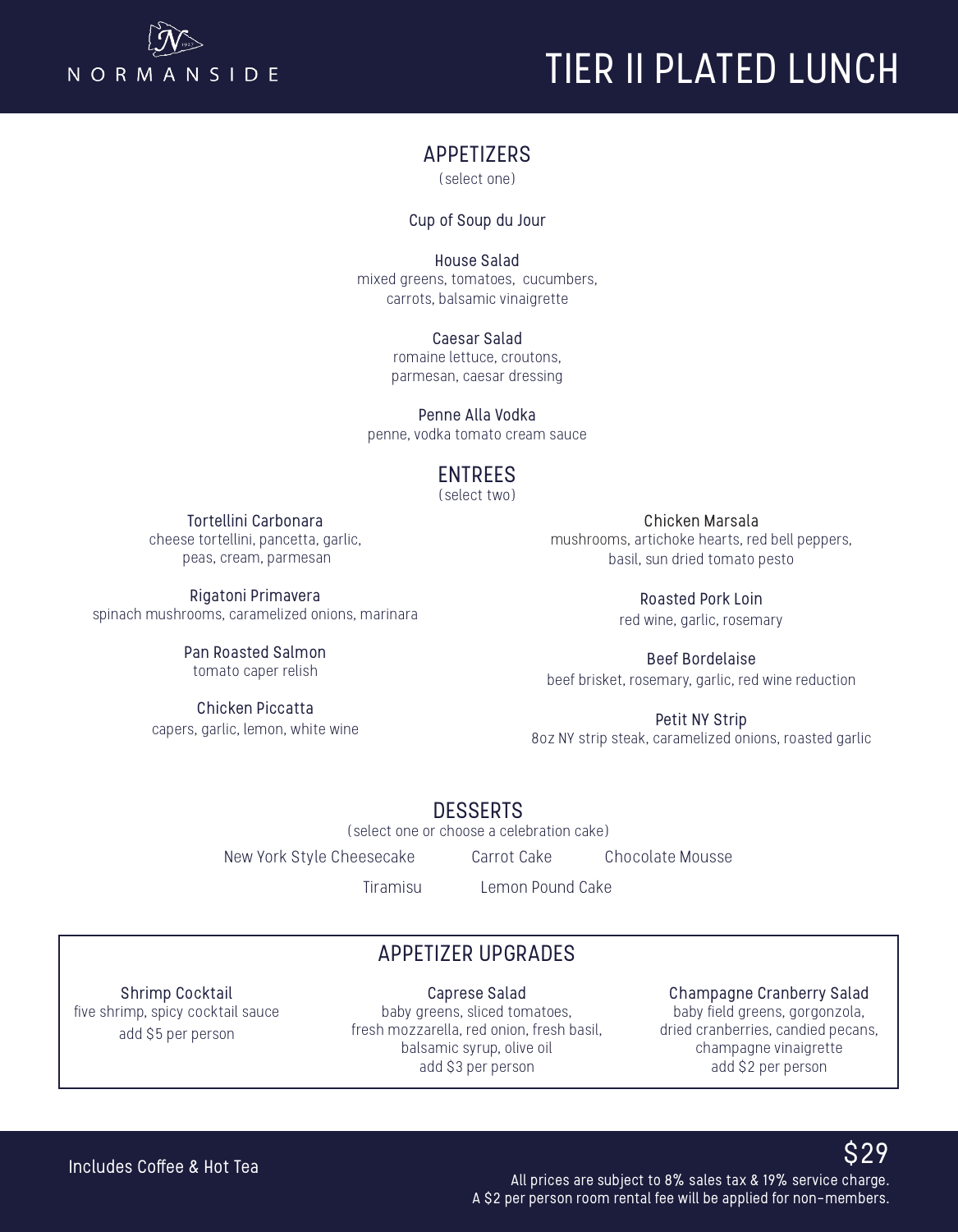NORMANSIDE

# TIER II PLATED LUNCH

## APPETIZERS
(select one)

**Cup of Soup du Jour**

**House Salad**
mixed greens, tomatoes, cucumbers, carrots, balsamic vinaigrette

**Caesar Salad**
romaine lettuce, croutons, parmesan, caesar dressing

**Penne Alla Vodka**
penne, vodka tomato cream sauce

## ENTREES
(select two)

**Tortellini Carbonara**
cheese tortellini, pancetta, garlic, peas, cream, parmesan

**Rigatoni Primavera**
spinach mushrooms, caramelized onions, marinara

**Pan Roasted Salmon**
tomato caper relish

**Chicken Piccatta**
capers, garlic, lemon, white wine

**Chicken Marsala**
mushrooms, artichoke hearts, red bell peppers, basil, sun dried tomato pesto

**Roasted Pork Loin**
red wine, garlic, rosemary

**Beef Bordelaise**
beef brisket, rosemary, garlic, red wine reduction

**Petit NY Strip**
8oz NY strip steak, caramelized onions, roasted garlic

## DESSERTS
(select one or choose a celebration cake)

New York Style Cheesecake
Carrot Cake
Chocolate Mousse
Tiramisu
Lemon Pound Cake

## APPETIZER UPGRADES

**Shrimp Cocktail**
five shrimp, spicy cocktail sauce
add $5 per person

**Caprese Salad**
baby greens, sliced tomatoes, fresh mozzarella, red onion, fresh basil, balsamic syrup, olive oil
add $3 per person

**Champagne Cranberry Salad**
baby field greens, gorgonzola, dried cranberries, candied pecans, champagne vinaigrette
add $2 per person

Includes Coffee & Hot Tea

$29

All prices are subject to 8% sales tax & 19% service charge.
A $2 per person room rental fee will be applied for non-members.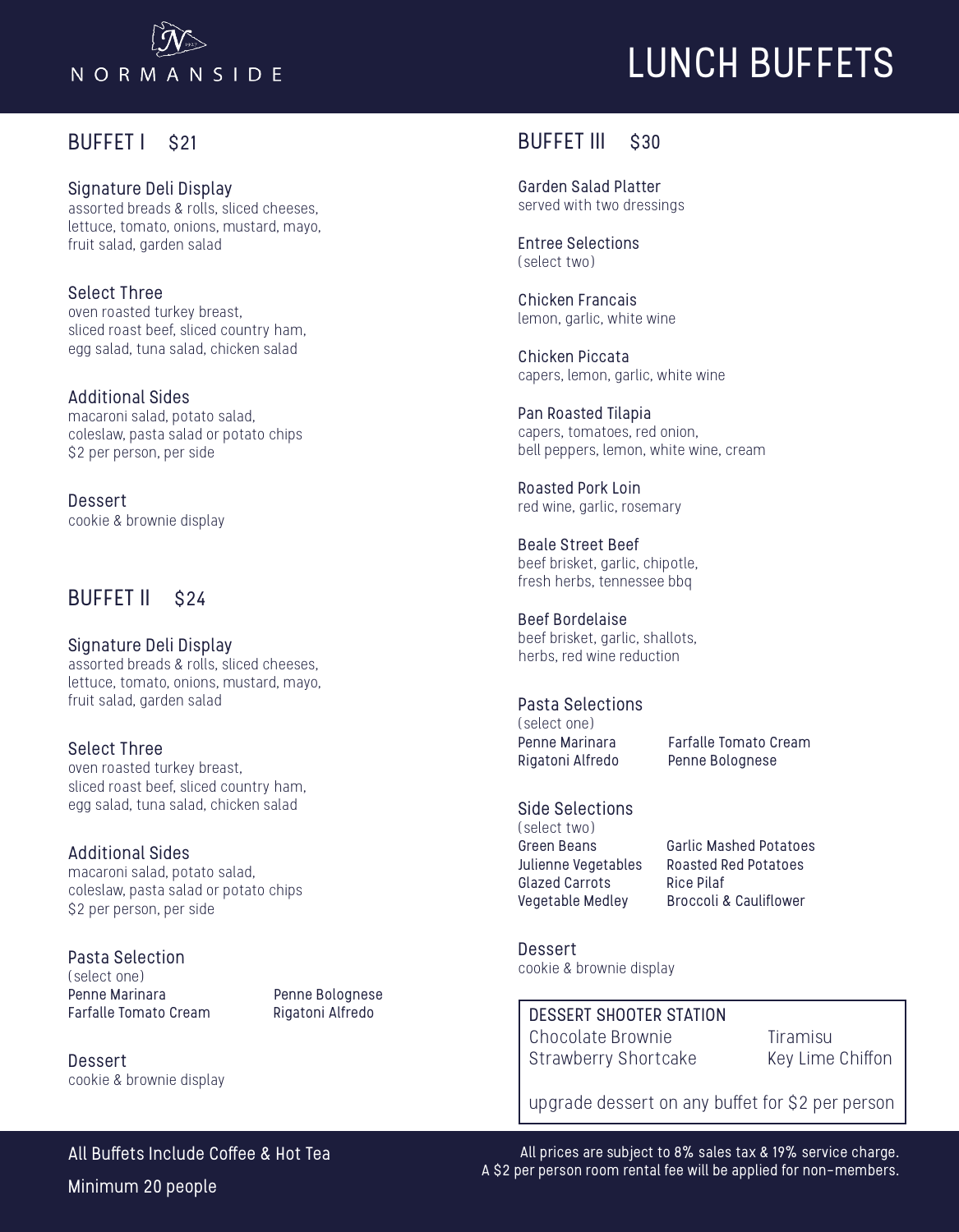NORMANSIDE

# LUNCH BUFFETS

## BUFFET I $21

### Signature Deli Display
assorted breads & rolls, sliced cheeses, lettuce, tomato, onions, mustard, mayo, fruit salad, garden salad

### Select Three
oven roasted turkey breast, sliced roast beef, sliced country ham, egg salad, tuna salad, chicken salad

### Additional Sides
macaroni salad, potato salad, coleslaw, pasta salad or potato chips
$2 per person, per side

### Dessert
cookie & brownie display

## BUFFET II $24

### Signature Deli Display
assorted breads & rolls, sliced cheeses, lettuce, tomato, onions, mustard, mayo, fruit salad, garden salad

### Select Three
oven roasted turkey breast, sliced roast beef, sliced country ham, egg salad, tuna salad, chicken salad

### Additional Sides
macaroni salad, potato salad, coleslaw, pasta salad or potato chips
$2 per person, per side

### Pasta Selection
(select one)

Penne Marinara
Penne Bolognese
Farfalle Tomato Cream
Rigatoni Alfredo

### Dessert
cookie & brownie display

## BUFFET III $30

### Garden Salad Platter
served with two dressings

### Entree Selections
(select two)

**Chicken Francais**
lemon, garlic, white wine

**Chicken Piccata**
capers, lemon, garlic, white wine

**Pan Roasted Tilapia**
capers, tomatoes, red onion, bell peppers, lemon, white wine, cream

**Roasted Pork Loin**
red wine, garlic, rosemary

**Beale Street Beef**
beef brisket, garlic, chipotle, fresh herbs, tennessee bbq

**Beef Bordelaise**
beef brisket, garlic, shallots, herbs, red wine reduction

### Pasta Selections
(select one)

Penne Marinara
Farfalle Tomato Cream
Rigatoni Alfredo
Penne Bolognese

### Side Selections
(select two)

Green Beans
Garlic Mashed Potatoes
Julienne Vegetables
Roasted Red Potatoes
Glazed Carrots
Rice Pilaf
Vegetable Medley
Broccoli & Cauliflower

### Dessert
cookie & brownie display

### DESSERT SHOOTER STATION
Chocolate Brownie
Tiramisu
Strawberry Shortcake
Key Lime Chiffon

upgrade dessert on any buffet for $2 per person

All Buffets Include Coffee & Hot Tea

Minimum 20 people

All prices are subject to 8% sales tax & 19% service charge.
A $2 per person room rental fee will be applied for non-members.